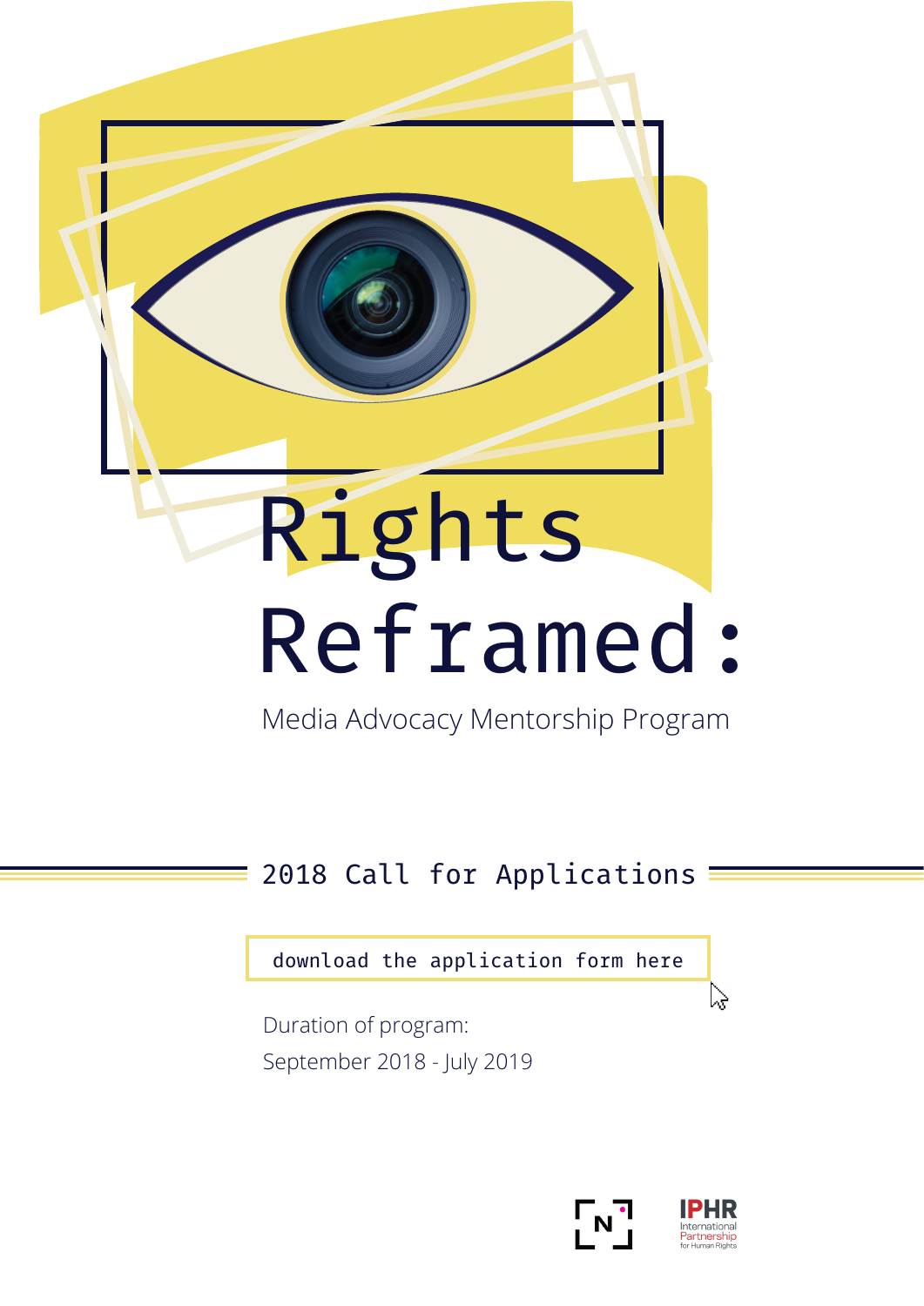# Rights Reframed:

Media Advocacy Mentorship Program

## 2018 Call for Applications

download the application form here

Duration of program:
September 2018 - July 2019

IPHR
International Partnership for Human Rights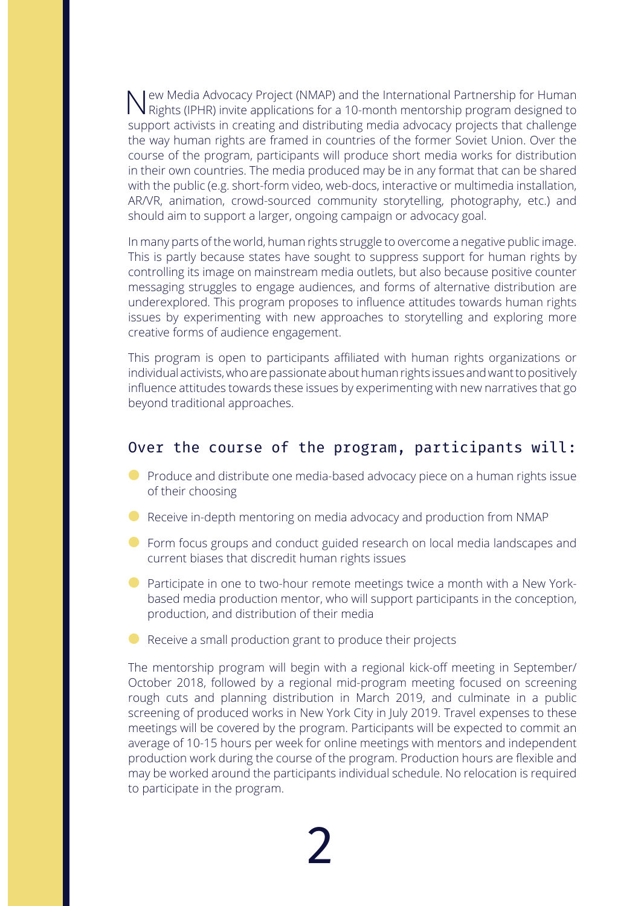New Media Advocacy Project (NMAP) and the International Partnership for Human Rights (IPHR) invite applications for a 10-month mentorship program designed to support activists in creating and distributing media advocacy projects that challenge the way human rights are framed in countries of the former Soviet Union. Over the course of the program, participants will produce short media works for distribution in their own countries. The media produced may be in any format that can be shared with the public (e.g. short-form video, web-docs, interactive or multimedia installation, AR/VR, animation, crowd-sourced community storytelling, photography, etc.) and should aim to support a larger, ongoing campaign or advocacy goal.

In many parts of the world, human rights struggle to overcome a negative public image. This is partly because states have sought to suppress support for human rights by controlling its image on mainstream media outlets, but also because positive counter messaging struggles to engage audiences, and forms of alternative distribution are underexplored. This program proposes to influence attitudes towards human rights issues by experimenting with new approaches to storytelling and exploring more creative forms of audience engagement.

This program is open to participants affiliated with human rights organizations or individual activists, who are passionate about human rights issues and want to positively influence attitudes towards these issues by experimenting with new narratives that go beyond traditional approaches.

## Over the course of the program, participants will:

- Produce and distribute one media-based advocacy piece on a human rights issue of their choosing
- Receive in-depth mentoring on media advocacy and production from NMAP
- Form focus groups and conduct guided research on local media landscapes and current biases that discredit human rights issues
- Participate in one to two-hour remote meetings twice a month with a New York-based media production mentor, who will support participants in the conception, production, and distribution of their media
- Receive a small production grant to produce their projects

The mentorship program will begin with a regional kick-off meeting in September/October 2018, followed by a regional mid-program meeting focused on screening rough cuts and planning distribution in March 2019, and culminate in a public screening of produced works in New York City in July 2019. Travel expenses to these meetings will be covered by the program. Participants will be expected to commit an average of 10-15 hours per week for online meetings with mentors and independent production work during the course of the program. Production hours are flexible and may be worked around the participants individual schedule. No relocation is required to participate in the program.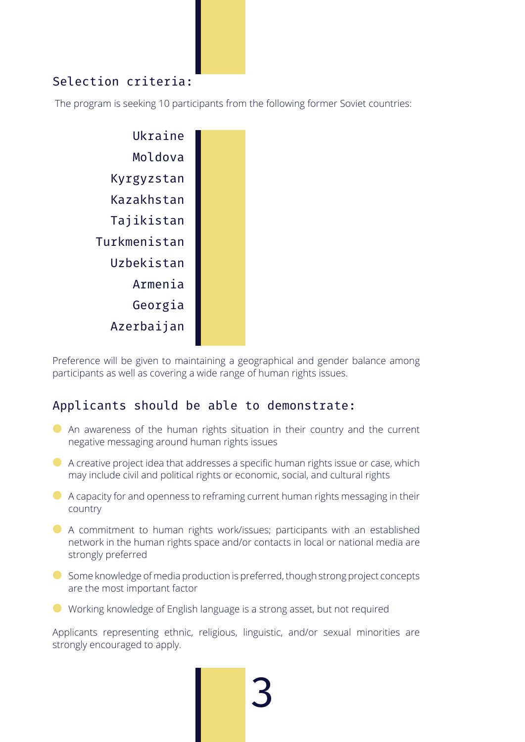## Selection criteria:

The program is seeking 10 participants from the following former Soviet countries:

- Ukraine
- Moldova
- Kyrgyzstan
- Kazakhstan
- Tajikistan
- Turkmenistan
- Uzbekistan
- Armenia
- Georgia
- Azerbaijan

Preference will be given to maintaining a geographical and gender balance among participants as well as covering a wide range of human rights issues.

## Applicants should be able to demonstrate:

- An awareness of the human rights situation in their country and the current negative messaging around human rights issues
- A creative project idea that addresses a specific human rights issue or case, which may include civil and political rights or economic, social, and cultural rights
- A capacity for and openness to reframing current human rights messaging in their country
- A commitment to human rights work/issues; participants with an established network in the human rights space and/or contacts in local or national media are strongly preferred
- Some knowledge of media production is preferred, though strong project concepts are the most important factor
- Working knowledge of English language is a strong asset, but not required

Applicants representing ethnic, religious, linguistic, and/or sexual minorities are strongly encouraged to apply.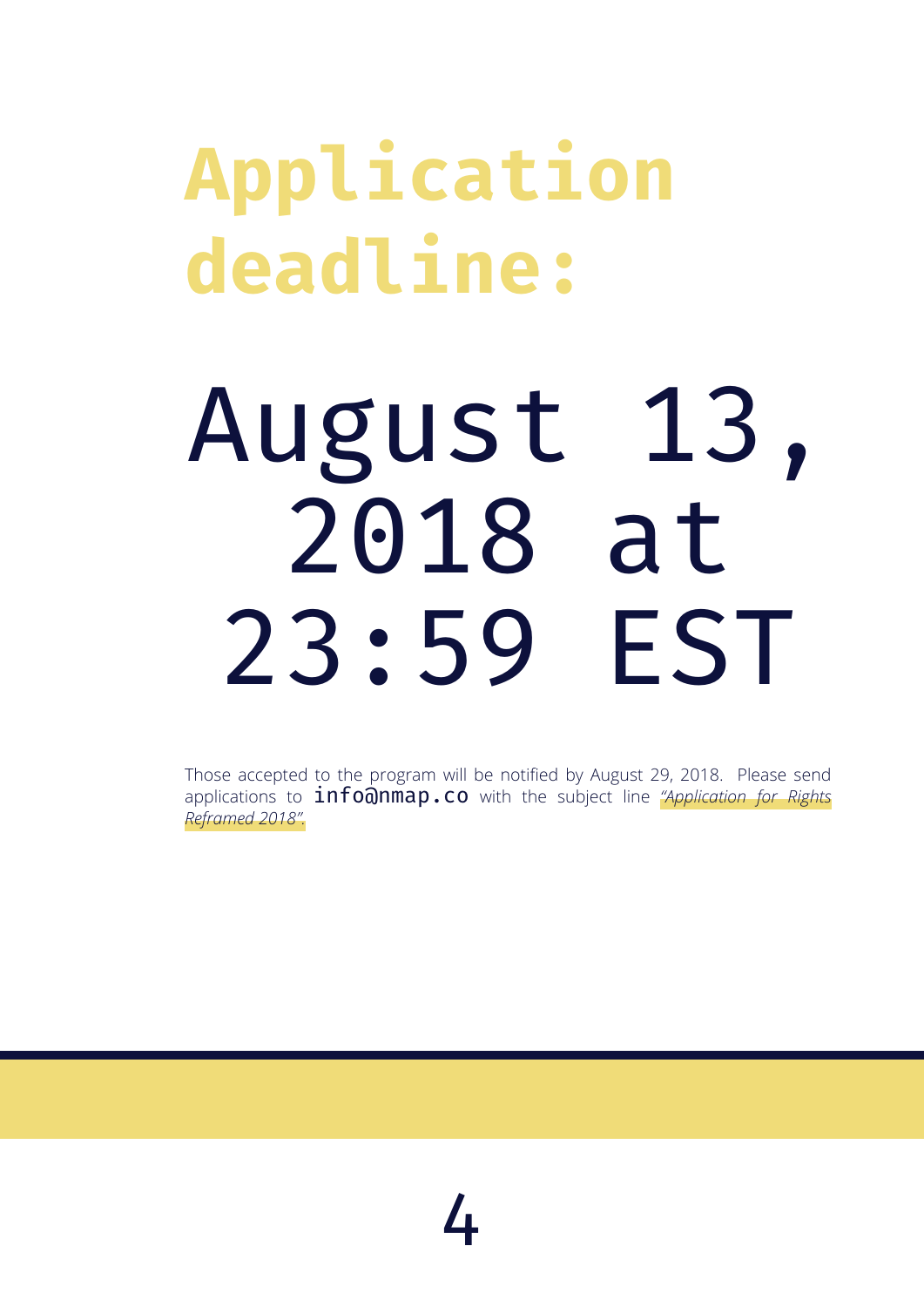# Application deadline:

# August 13, 2018 at 23:59 EST

Those accepted to the program will be notified by August 29, 2018. Please send applications to `info@nmap.co` with the subject line *"Application for Rights Reframed 2018"*.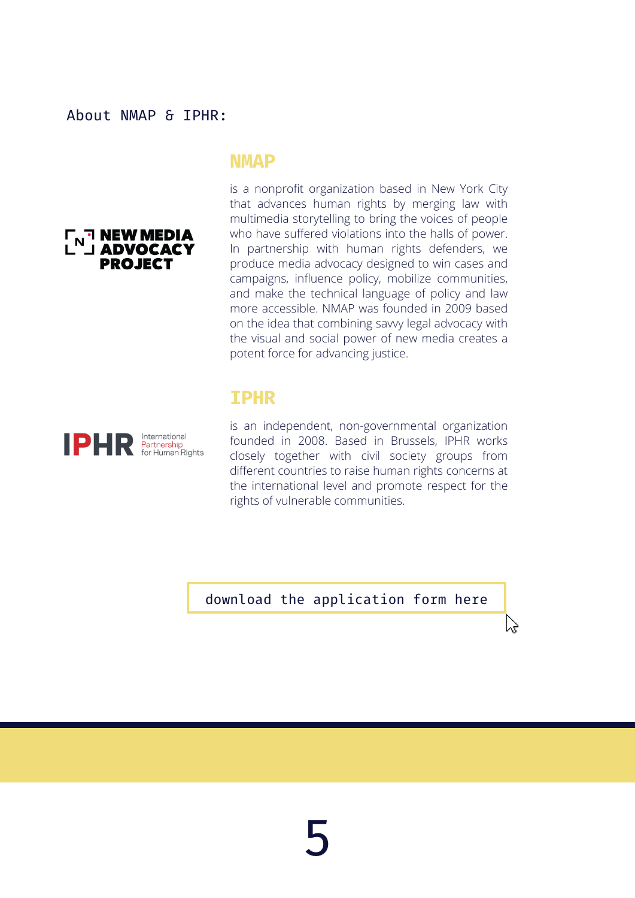About NMAP & IPHR:

## NMAP

is a nonprofit organization based in New York City that advances human rights by merging law with multimedia storytelling to bring the voices of people who have suffered violations into the halls of power. In partnership with human rights defenders, we produce media advocacy designed to win cases and campaigns, influence policy, mobilize communities, and make the technical language of policy and law more accessible. NMAP was founded in 2009 based on the idea that combining savvy legal advocacy with the visual and social power of new media creates a potent force for advancing justice.

## IPHR

is an independent, non-governmental organization founded in 2008. Based in Brussels, IPHR works closely together with civil society groups from different countries to raise human rights concerns at the international level and promote respect for the rights of vulnerable communities.

download the application form here